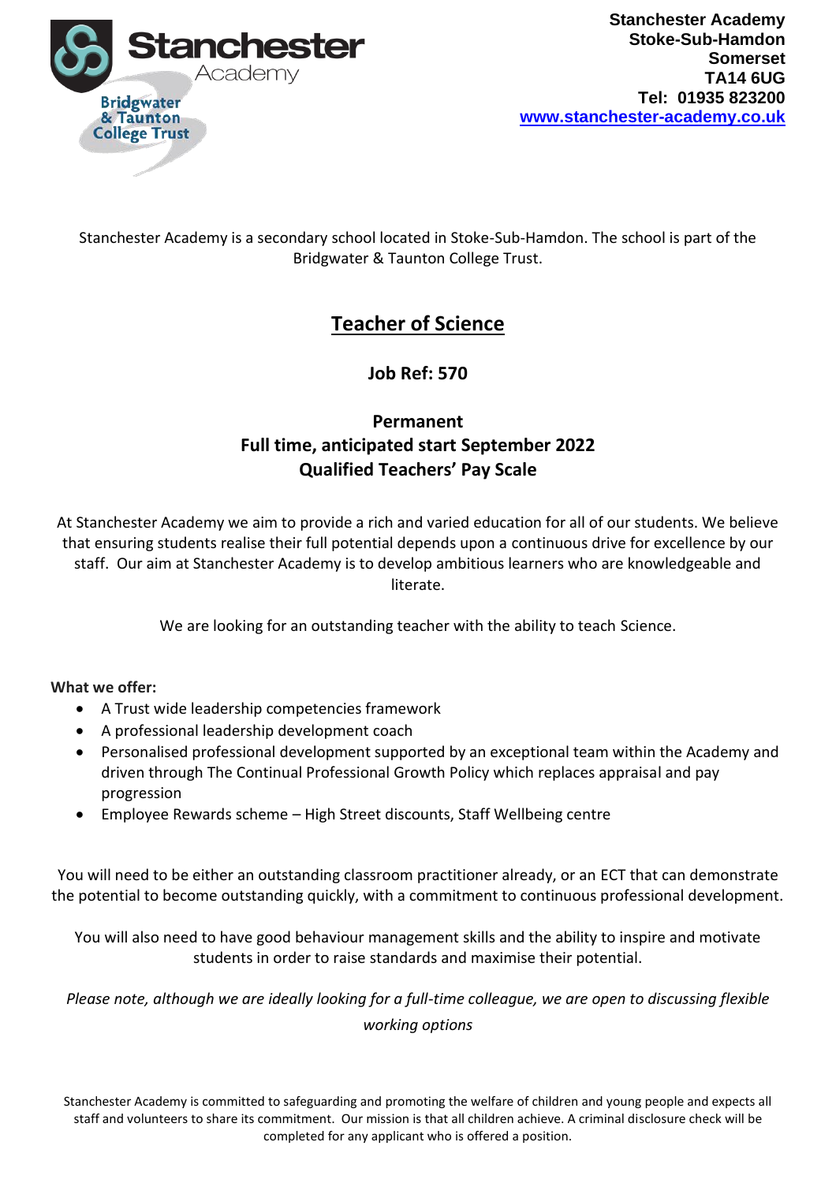Stanchester Academy
Stoke-Sub-Hamdon
Somerset
TA14 6UG
Tel: 01935 823200
www.stanchester-academy.co.uk

Stanchester Academy is a secondary school located in Stoke-Sub-Hamdon. The school is part of the Bridgwater & Taunton College Trust.

# Teacher of Science

**Job Ref: 570**

**Permanent**
**Full time, anticipated start September 2022**
**Qualified Teachers' Pay Scale**

At Stanchester Academy we aim to provide a rich and varied education for all of our students. We believe that ensuring students realise their full potential depends upon a continuous drive for excellence by our staff. Our aim at Stanchester Academy is to develop ambitious learners who are knowledgeable and literate.

We are looking for an outstanding teacher with the ability to teach Science.

**What we offer:**

- A Trust wide leadership competencies framework
- A professional leadership development coach
- Personalised professional development supported by an exceptional team within the Academy and driven through The Continual Professional Growth Policy which replaces appraisal and pay progression
- Employee Rewards scheme – High Street discounts, Staff Wellbeing centre

You will need to be either an outstanding classroom practitioner already, or an ECT that can demonstrate the potential to become outstanding quickly, with a commitment to continuous professional development.

You will also need to have good behaviour management skills and the ability to inspire and motivate students in order to raise standards and maximise their potential.

*Please note, although we are ideally looking for a full-time colleague, we are open to discussing flexible working options*

Stanchester Academy is committed to safeguarding and promoting the welfare of children and young people and expects all staff and volunteers to share its commitment. Our mission is that all children achieve. A criminal disclosure check will be completed for any applicant who is offered a position.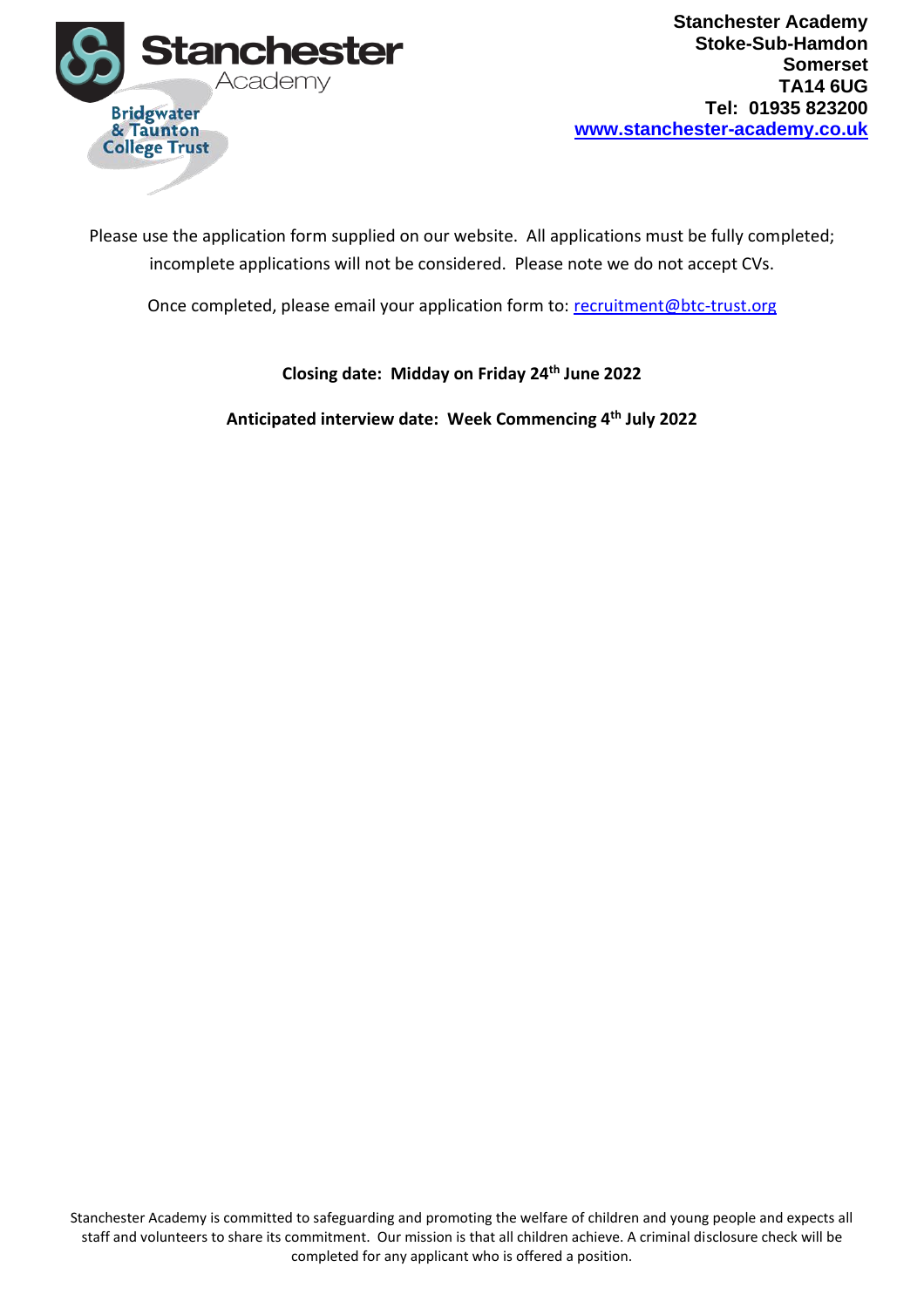Stanchester Academy
Stoke-Sub-Hamdon
Somerset
TA14 6UG
Tel: 01935 823200
www.stanchester-academy.co.uk

Please use the application form supplied on our website. All applications must be fully completed; incomplete applications will not be considered. Please note we do not accept CVs.

Once completed, please email your application form to: recruitment@btc-trust.org

**Closing date: Midday on Friday 24th June 2022**

**Anticipated interview date: Week Commencing 4th July 2022**

Stanchester Academy is committed to safeguarding and promoting the welfare of children and young people and expects all staff and volunteers to share its commitment. Our mission is that all children achieve. A criminal disclosure check will be completed for any applicant who is offered a position.